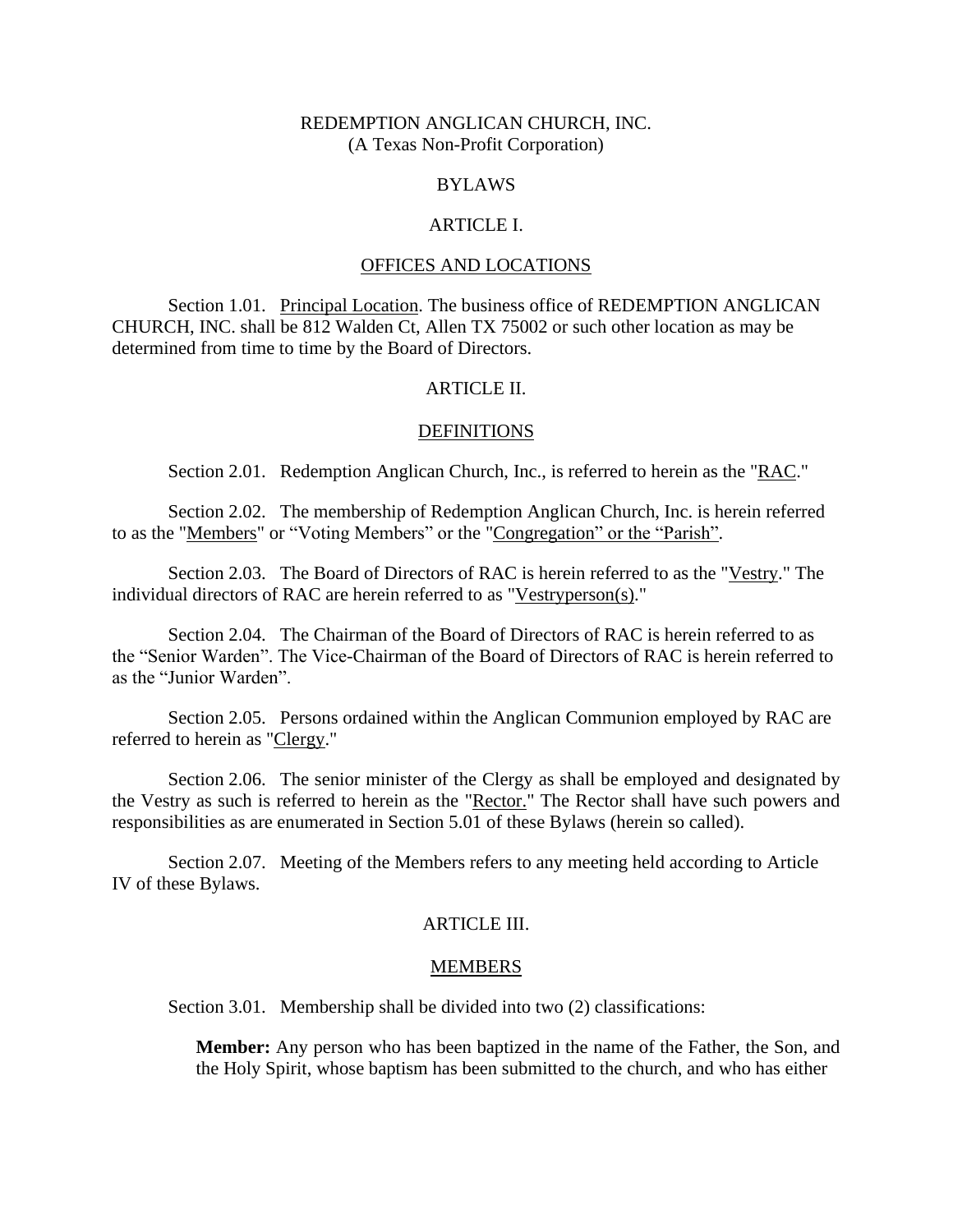REDEMPTION ANGLICAN CHURCH, INC.
(A Texas Non-Profit Corporation)

# BYLAWS

## ARTICLE I.

## OFFICES AND LOCATIONS

Section 1.01. Principal Location. The business office of REDEMPTION ANGLICAN CHURCH, INC. shall be 812 Walden Ct, Allen TX 75002 or such other location as may be determined from time to time by the Board of Directors.

## ARTICLE II.

## DEFINITIONS

Section 2.01. Redemption Anglican Church, Inc., is referred to herein as the "RAC."

Section 2.02. The membership of Redemption Anglican Church, Inc. is herein referred to as the "Members" or "Voting Members" or the "Congregation" or the "Parish".

Section 2.03. The Board of Directors of RAC is herein referred to as the "Vestry." The individual directors of RAC are herein referred to as "Vestryperson(s)."

Section 2.04. The Chairman of the Board of Directors of RAC is herein referred to as the "Senior Warden". The Vice-Chairman of the Board of Directors of RAC is herein referred to as the "Junior Warden".

Section 2.05. Persons ordained within the Anglican Communion employed by RAC are referred to herein as "Clergy."

Section 2.06. The senior minister of the Clergy as shall be employed and designated by the Vestry as such is referred to herein as the "Rector." The Rector shall have such powers and responsibilities as are enumerated in Section 5.01 of these Bylaws (herein so called).

Section 2.07. Meeting of the Members refers to any meeting held according to Article IV of these Bylaws.

## ARTICLE III.

## MEMBERS

Section 3.01. Membership shall be divided into two (2) classifications:

**Member:** Any person who has been baptized in the name of the Father, the Son, and the Holy Spirit, whose baptism has been submitted to the church, and who has either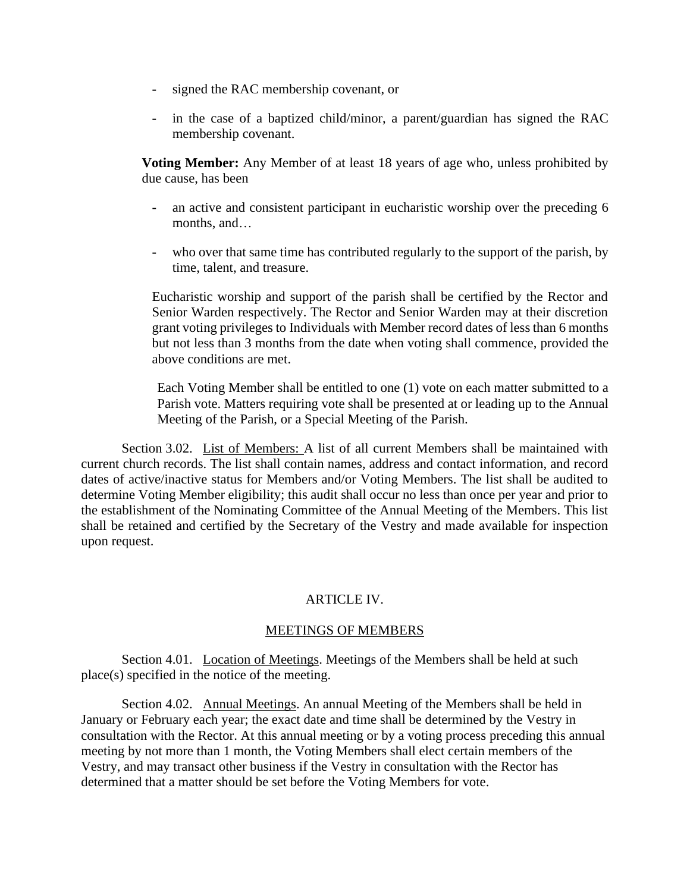- signed the RAC membership covenant, or
- in the case of a baptized child/minor, a parent/guardian has signed the RAC membership covenant.

**Voting Member:** Any Member of at least 18 years of age who, unless prohibited by due cause, has been

- an active and consistent participant in eucharistic worship over the preceding 6 months, and…
- who over that same time has contributed regularly to the support of the parish, by time, talent, and treasure.

Eucharistic worship and support of the parish shall be certified by the Rector and Senior Warden respectively. The Rector and Senior Warden may at their discretion grant voting privileges to Individuals with Member record dates of less than 6 months but not less than 3 months from the date when voting shall commence, provided the above conditions are met.

Each Voting Member shall be entitled to one (1) vote on each matter submitted to a Parish vote. Matters requiring vote shall be presented at or leading up to the Annual Meeting of the Parish, or a Special Meeting of the Parish.

Section 3.02. List of Members: A list of all current Members shall be maintained with current church records. The list shall contain names, address and contact information, and record dates of active/inactive status for Members and/or Voting Members. The list shall be audited to determine Voting Member eligibility; this audit shall occur no less than once per year and prior to the establishment of the Nominating Committee of the Annual Meeting of the Members. This list shall be retained and certified by the Secretary of the Vestry and made available for inspection upon request.

## ARTICLE IV.

## MEETINGS OF MEMBERS

Section 4.01. Location of Meetings. Meetings of the Members shall be held at such place(s) specified in the notice of the meeting.

Section 4.02. Annual Meetings. An annual Meeting of the Members shall be held in January or February each year; the exact date and time shall be determined by the Vestry in consultation with the Rector. At this annual meeting or by a voting process preceding this annual meeting by not more than 1 month, the Voting Members shall elect certain members of the Vestry, and may transact other business if the Vestry in consultation with the Rector has determined that a matter should be set before the Voting Members for vote.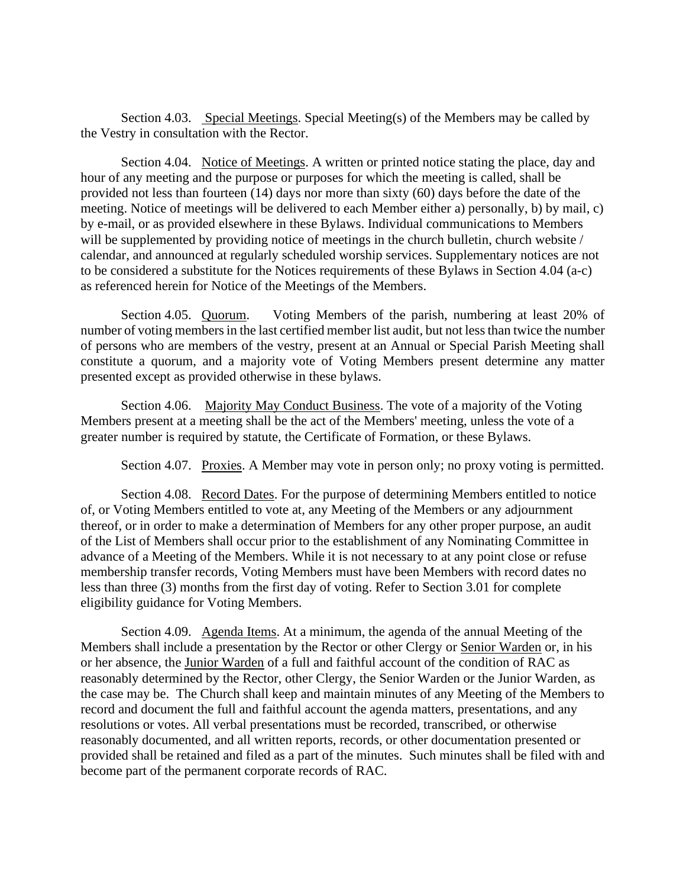Section 4.03. Special Meetings. Special Meeting(s) of the Members may be called by the Vestry in consultation with the Rector.

Section 4.04. Notice of Meetings. A written or printed notice stating the place, day and hour of any meeting and the purpose or purposes for which the meeting is called, shall be provided not less than fourteen (14) days nor more than sixty (60) days before the date of the meeting. Notice of meetings will be delivered to each Member either a) personally, b) by mail, c) by e-mail, or as provided elsewhere in these Bylaws. Individual communications to Members will be supplemented by providing notice of meetings in the church bulletin, church website / calendar, and announced at regularly scheduled worship services. Supplementary notices are not to be considered a substitute for the Notices requirements of these Bylaws in Section 4.04 (a-c) as referenced herein for Notice of the Meetings of the Members.

Section 4.05. Quorum. Voting Members of the parish, numbering at least 20% of number of voting members in the last certified member list audit, but not less than twice the number of persons who are members of the vestry, present at an Annual or Special Parish Meeting shall constitute a quorum, and a majority vote of Voting Members present determine any matter presented except as provided otherwise in these bylaws.

Section 4.06. Majority May Conduct Business. The vote of a majority of the Voting Members present at a meeting shall be the act of the Members' meeting, unless the vote of a greater number is required by statute, the Certificate of Formation, or these Bylaws.

Section 4.07. Proxies. A Member may vote in person only; no proxy voting is permitted.

Section 4.08. Record Dates. For the purpose of determining Members entitled to notice of, or Voting Members entitled to vote at, any Meeting of the Members or any adjournment thereof, or in order to make a determination of Members for any other proper purpose, an audit of the List of Members shall occur prior to the establishment of any Nominating Committee in advance of a Meeting of the Members. While it is not necessary to at any point close or refuse membership transfer records, Voting Members must have been Members with record dates no less than three (3) months from the first day of voting. Refer to Section 3.01 for complete eligibility guidance for Voting Members.

Section 4.09. Agenda Items. At a minimum, the agenda of the annual Meeting of the Members shall include a presentation by the Rector or other Clergy or Senior Warden or, in his or her absence, the Junior Warden of a full and faithful account of the condition of RAC as reasonably determined by the Rector, other Clergy, the Senior Warden or the Junior Warden, as the case may be. The Church shall keep and maintain minutes of any Meeting of the Members to record and document the full and faithful account the agenda matters, presentations, and any resolutions or votes. All verbal presentations must be recorded, transcribed, or otherwise reasonably documented, and all written reports, records, or other documentation presented or provided shall be retained and filed as a part of the minutes. Such minutes shall be filed with and become part of the permanent corporate records of RAC.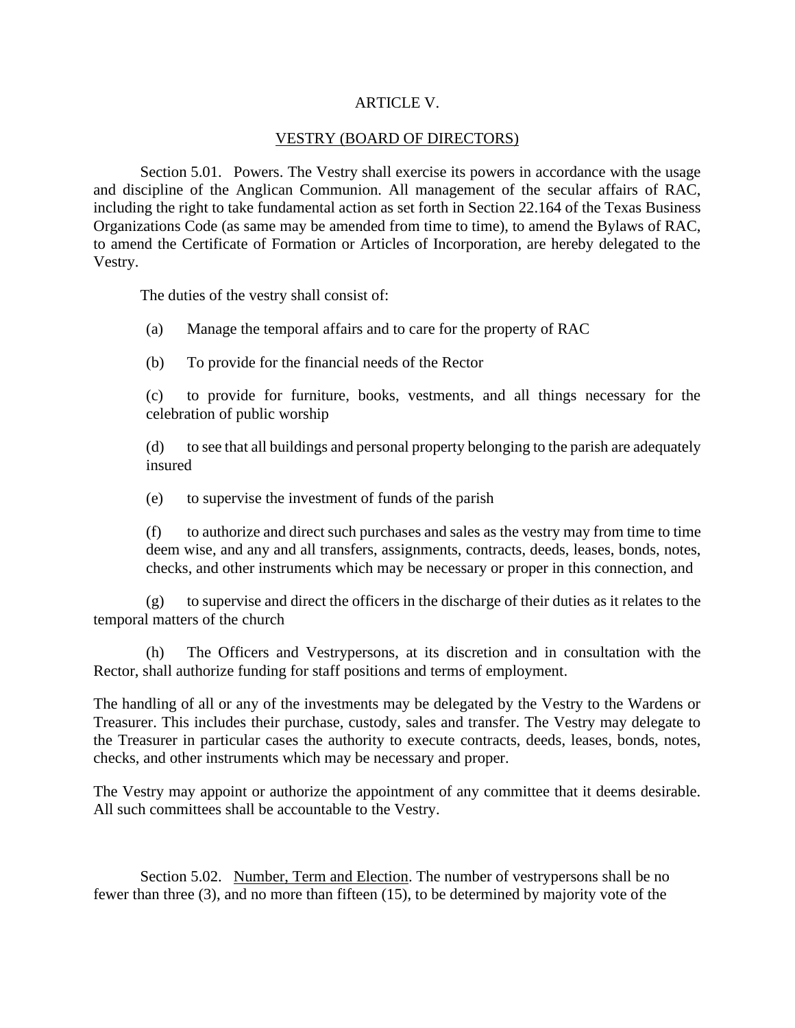## ARTICLE V.

## VESTRY (BOARD OF DIRECTORS)

Section 5.01. Powers. The Vestry shall exercise its powers in accordance with the usage and discipline of the Anglican Communion. All management of the secular affairs of RAC, including the right to take fundamental action as set forth in Section 22.164 of the Texas Business Organizations Code (as same may be amended from time to time), to amend the Bylaws of RAC, to amend the Certificate of Formation or Articles of Incorporation, are hereby delegated to the Vestry.

The duties of the vestry shall consist of:

(a) Manage the temporal affairs and to care for the property of RAC

(b) To provide for the financial needs of the Rector

(c) to provide for furniture, books, vestments, and all things necessary for the celebration of public worship

(d) to see that all buildings and personal property belonging to the parish are adequately insured

(e) to supervise the investment of funds of the parish

(f) to authorize and direct such purchases and sales as the vestry may from time to time deem wise, and any and all transfers, assignments, contracts, deeds, leases, bonds, notes, checks, and other instruments which may be necessary or proper in this connection, and

(g) to supervise and direct the officers in the discharge of their duties as it relates to the temporal matters of the church

(h) The Officers and Vestrypersons, at its discretion and in consultation with the Rector, shall authorize funding for staff positions and terms of employment.

The handling of all or any of the investments may be delegated by the Vestry to the Wardens or Treasurer. This includes their purchase, custody, sales and transfer. The Vestry may delegate to the Treasurer in particular cases the authority to execute contracts, deeds, leases, bonds, notes, checks, and other instruments which may be necessary and proper.

The Vestry may appoint or authorize the appointment of any committee that it deems desirable. All such committees shall be accountable to the Vestry.

Section 5.02. <u>Number, Term and Election</u>. The number of vestrypersons shall be no fewer than three (3), and no more than fifteen (15), to be determined by majority vote of the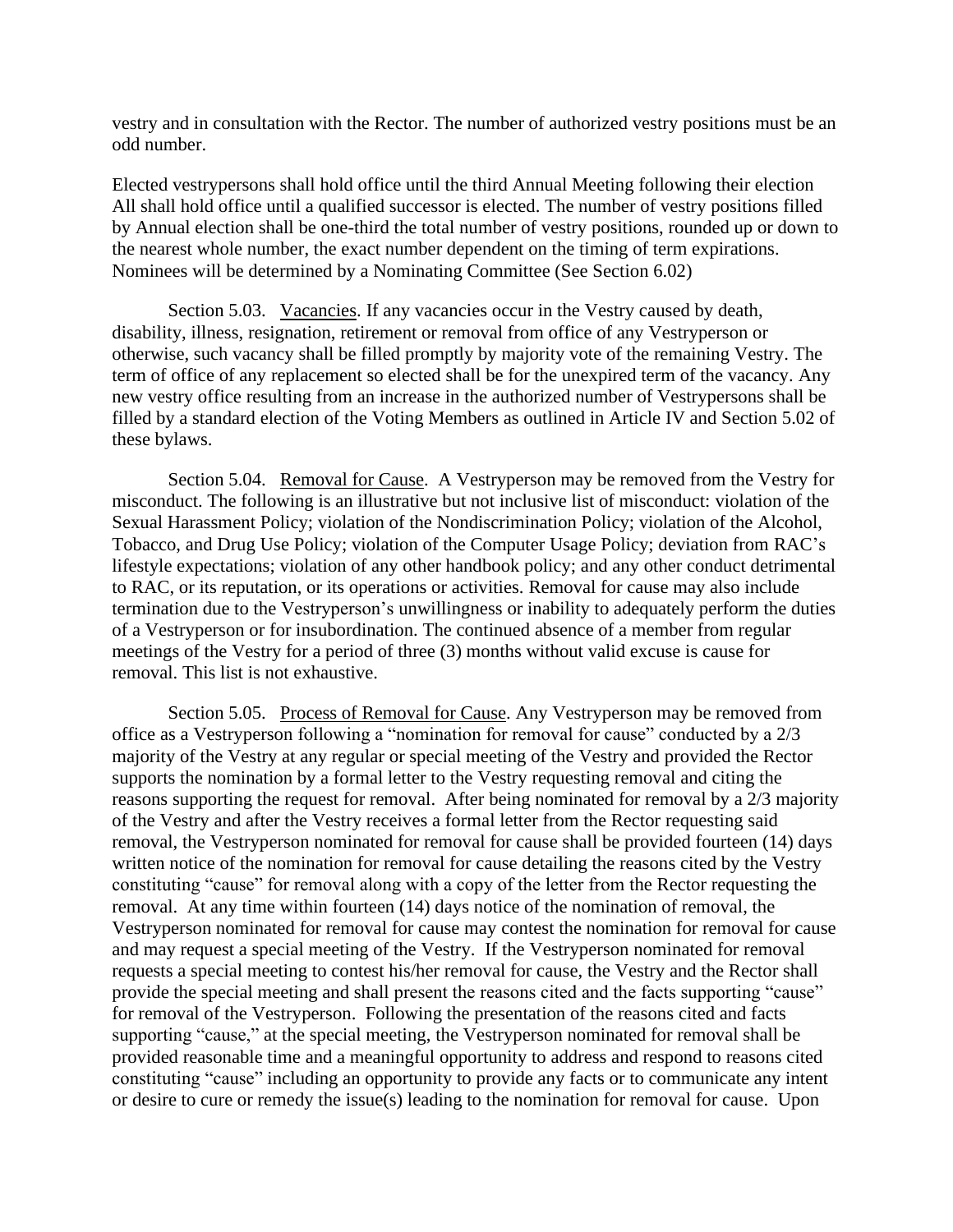vestry and in consultation with the Rector. The number of authorized vestry positions must be an odd number.

Elected vestrypersons shall hold office until the third Annual Meeting following their election All shall hold office until a qualified successor is elected. The number of vestry positions filled by Annual election shall be one-third the total number of vestry positions, rounded up or down to the nearest whole number, the exact number dependent on the timing of term expirations. Nominees will be determined by a Nominating Committee (See Section 6.02)

Section 5.03. Vacancies. If any vacancies occur in the Vestry caused by death, disability, illness, resignation, retirement or removal from office of any Vestryperson or otherwise, such vacancy shall be filled promptly by majority vote of the remaining Vestry. The term of office of any replacement so elected shall be for the unexpired term of the vacancy. Any new vestry office resulting from an increase in the authorized number of Vestrypersons shall be filled by a standard election of the Voting Members as outlined in Article IV and Section 5.02 of these bylaws.

Section 5.04. Removal for Cause. A Vestryperson may be removed from the Vestry for misconduct. The following is an illustrative but not inclusive list of misconduct: violation of the Sexual Harassment Policy; violation of the Nondiscrimination Policy; violation of the Alcohol, Tobacco, and Drug Use Policy; violation of the Computer Usage Policy; deviation from RAC's lifestyle expectations; violation of any other handbook policy; and any other conduct detrimental to RAC, or its reputation, or its operations or activities. Removal for cause may also include termination due to the Vestryperson's unwillingness or inability to adequately perform the duties of a Vestryperson or for insubordination. The continued absence of a member from regular meetings of the Vestry for a period of three (3) months without valid excuse is cause for removal. This list is not exhaustive.

Section 5.05. Process of Removal for Cause. Any Vestryperson may be removed from office as a Vestryperson following a "nomination for removal for cause" conducted by a 2/3 majority of the Vestry at any regular or special meeting of the Vestry and provided the Rector supports the nomination by a formal letter to the Vestry requesting removal and citing the reasons supporting the request for removal. After being nominated for removal by a 2/3 majority of the Vestry and after the Vestry receives a formal letter from the Rector requesting said removal, the Vestryperson nominated for removal for cause shall be provided fourteen (14) days written notice of the nomination for removal for cause detailing the reasons cited by the Vestry constituting "cause" for removal along with a copy of the letter from the Rector requesting the removal. At any time within fourteen (14) days notice of the nomination of removal, the Vestryperson nominated for removal for cause may contest the nomination for removal for cause and may request a special meeting of the Vestry. If the Vestryperson nominated for removal requests a special meeting to contest his/her removal for cause, the Vestry and the Rector shall provide the special meeting and shall present the reasons cited and the facts supporting "cause" for removal of the Vestryperson. Following the presentation of the reasons cited and facts supporting "cause," at the special meeting, the Vestryperson nominated for removal shall be provided reasonable time and a meaningful opportunity to address and respond to reasons cited constituting "cause" including an opportunity to provide any facts or to communicate any intent or desire to cure or remedy the issue(s) leading to the nomination for removal for cause. Upon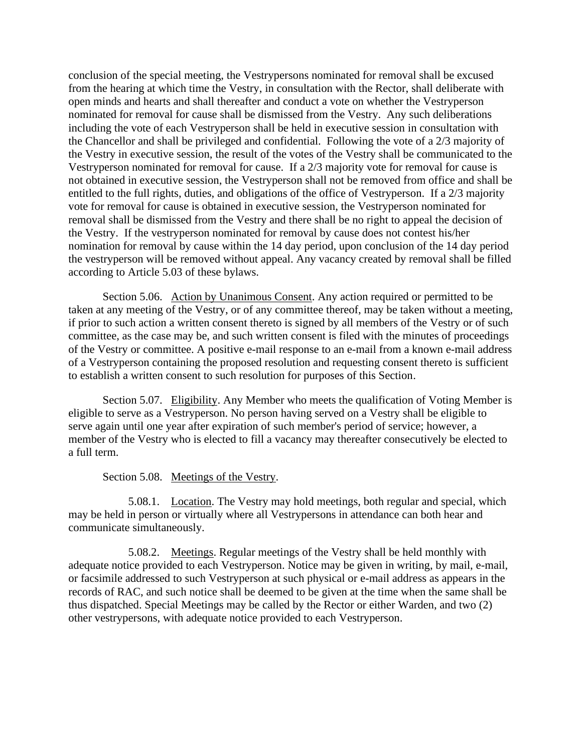conclusion of the special meeting, the Vestrypersons nominated for removal shall be excused from the hearing at which time the Vestry, in consultation with the Rector, shall deliberate with open minds and hearts and shall thereafter and conduct a vote on whether the Vestryperson nominated for removal for cause shall be dismissed from the Vestry. Any such deliberations including the vote of each Vestryperson shall be held in executive session in consultation with the Chancellor and shall be privileged and confidential. Following the vote of a 2/3 majority of the Vestry in executive session, the result of the votes of the Vestry shall be communicated to the Vestryperson nominated for removal for cause. If a 2/3 majority vote for removal for cause is not obtained in executive session, the Vestryperson shall not be removed from office and shall be entitled to the full rights, duties, and obligations of the office of Vestryperson. If a 2/3 majority vote for removal for cause is obtained in executive session, the Vestryperson nominated for removal shall be dismissed from the Vestry and there shall be no right to appeal the decision of the Vestry. If the vestryperson nominated for removal by cause does not contest his/her nomination for removal by cause within the 14 day period, upon conclusion of the 14 day period the vestryperson will be removed without appeal. Any vacancy created by removal shall be filled according to Article 5.03 of these bylaws.

Section 5.06. Action by Unanimous Consent. Any action required or permitted to be taken at any meeting of the Vestry, or of any committee thereof, may be taken without a meeting, if prior to such action a written consent thereto is signed by all members of the Vestry or of such committee, as the case may be, and such written consent is filed with the minutes of proceedings of the Vestry or committee. A positive e-mail response to an e-mail from a known e-mail address of a Vestryperson containing the proposed resolution and requesting consent thereto is sufficient to establish a written consent to such resolution for purposes of this Section.

Section 5.07. Eligibility. Any Member who meets the qualification of Voting Member is eligible to serve as a Vestryperson. No person having served on a Vestry shall be eligible to serve again until one year after expiration of such member's period of service; however, a member of the Vestry who is elected to fill a vacancy may thereafter consecutively be elected to a full term.

Section 5.08. Meetings of the Vestry.

5.08.1. Location. The Vestry may hold meetings, both regular and special, which may be held in person or virtually where all Vestrypersons in attendance can both hear and communicate simultaneously.

5.08.2. Meetings. Regular meetings of the Vestry shall be held monthly with adequate notice provided to each Vestryperson. Notice may be given in writing, by mail, e-mail, or facsimile addressed to such Vestryperson at such physical or e-mail address as appears in the records of RAC, and such notice shall be deemed to be given at the time when the same shall be thus dispatched. Special Meetings may be called by the Rector or either Warden, and two (2) other vestrypersons, with adequate notice provided to each Vestryperson.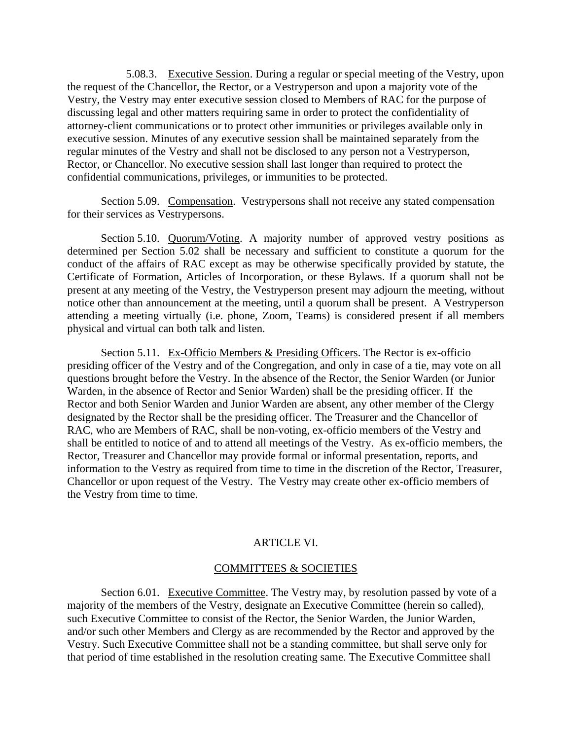5.08.3. <u>Executive Session</u>. During a regular or special meeting of the Vestry, upon the request of the Chancellor, the Rector, or a Vestryperson and upon a majority vote of the Vestry, the Vestry may enter executive session closed to Members of RAC for the purpose of discussing legal and other matters requiring same in order to protect the confidentiality of attorney-client communications or to protect other immunities or privileges available only in executive session. Minutes of any executive session shall be maintained separately from the regular minutes of the Vestry and shall not be disclosed to any person not a Vestryperson, Rector, or Chancellor. No executive session shall last longer than required to protect the confidential communications, privileges, or immunities to be protected.

Section 5.09. <u>Compensation</u>. Vestrypersons shall not receive any stated compensation for their services as Vestrypersons.

Section 5.10. <u>Quorum/Voting</u>. A majority number of approved vestry positions as determined per Section 5.02 shall be necessary and sufficient to constitute a quorum for the conduct of the affairs of RAC except as may be otherwise specifically provided by statute, the Certificate of Formation, Articles of Incorporation, or these Bylaws. If a quorum shall not be present at any meeting of the Vestry, the Vestryperson present may adjourn the meeting, without notice other than announcement at the meeting, until a quorum shall be present. A Vestryperson attending a meeting virtually (i.e. phone, Zoom, Teams) is considered present if all members physical and virtual can both talk and listen.

Section 5.11. <u>Ex-Officio Members & Presiding Officers</u>. The Rector is ex-officio presiding officer of the Vestry and of the Congregation, and only in case of a tie, may vote on all questions brought before the Vestry. In the absence of the Rector, the Senior Warden (or Junior Warden, in the absence of Rector and Senior Warden) shall be the presiding officer. If the Rector and both Senior Warden and Junior Warden are absent, any other member of the Clergy designated by the Rector shall be the presiding officer. The Treasurer and the Chancellor of RAC, who are Members of RAC, shall be non-voting, ex-officio members of the Vestry and shall be entitled to notice of and to attend all meetings of the Vestry. As ex-officio members, the Rector, Treasurer and Chancellor may provide formal or informal presentation, reports, and information to the Vestry as required from time to time in the discretion of the Rector, Treasurer, Chancellor or upon request of the Vestry. The Vestry may create other ex-officio members of the Vestry from time to time.

## ARTICLE VI.

## <u>COMMITTEES & SOCIETIES</u>

Section 6.01. <u>Executive Committee</u>. The Vestry may, by resolution passed by vote of a majority of the members of the Vestry, designate an Executive Committee (herein so called), such Executive Committee to consist of the Rector, the Senior Warden, the Junior Warden, and/or such other Members and Clergy as are recommended by the Rector and approved by the Vestry. Such Executive Committee shall not be a standing committee, but shall serve only for that period of time established in the resolution creating same. The Executive Committee shall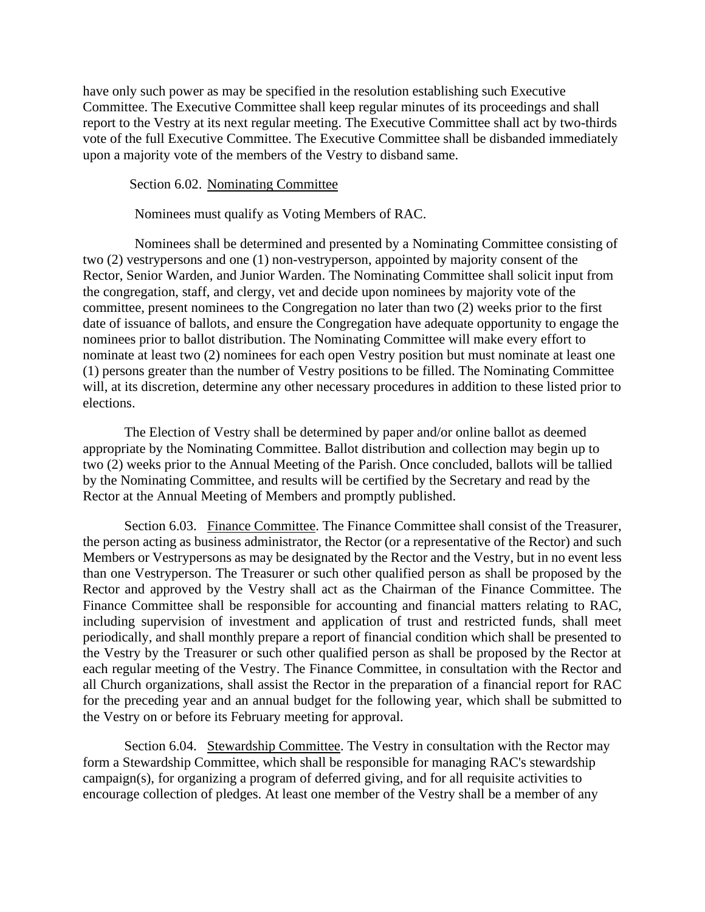have only such power as may be specified in the resolution establishing such Executive Committee. The Executive Committee shall keep regular minutes of its proceedings and shall report to the Vestry at its next regular meeting. The Executive Committee shall act by two-thirds vote of the full Executive Committee. The Executive Committee shall be disbanded immediately upon a majority vote of the members of the Vestry to disband same.

Section 6.02. <u>Nominating Committee</u>

Nominees must qualify as Voting Members of RAC.

Nominees shall be determined and presented by a Nominating Committee consisting of two (2) vestrypersons and one (1) non-vestryperson, appointed by majority consent of the Rector, Senior Warden, and Junior Warden. The Nominating Committee shall solicit input from the congregation, staff, and clergy, vet and decide upon nominees by majority vote of the committee, present nominees to the Congregation no later than two (2) weeks prior to the first date of issuance of ballots, and ensure the Congregation have adequate opportunity to engage the nominees prior to ballot distribution. The Nominating Committee will make every effort to nominate at least two (2) nominees for each open Vestry position but must nominate at least one (1) persons greater than the number of Vestry positions to be filled. The Nominating Committee will, at its discretion, determine any other necessary procedures in addition to these listed prior to elections.

The Election of Vestry shall be determined by paper and/or online ballot as deemed appropriate by the Nominating Committee. Ballot distribution and collection may begin up to two (2) weeks prior to the Annual Meeting of the Parish. Once concluded, ballots will be tallied by the Nominating Committee, and results will be certified by the Secretary and read by the Rector at the Annual Meeting of Members and promptly published.

Section 6.03. <u>Finance Committee</u>. The Finance Committee shall consist of the Treasurer, the person acting as business administrator, the Rector (or a representative of the Rector) and such Members or Vestrypersons as may be designated by the Rector and the Vestry, but in no event less than one Vestryperson. The Treasurer or such other qualified person as shall be proposed by the Rector and approved by the Vestry shall act as the Chairman of the Finance Committee. The Finance Committee shall be responsible for accounting and financial matters relating to RAC, including supervision of investment and application of trust and restricted funds, shall meet periodically, and shall monthly prepare a report of financial condition which shall be presented to the Vestry by the Treasurer or such other qualified person as shall be proposed by the Rector at each regular meeting of the Vestry. The Finance Committee, in consultation with the Rector and all Church organizations, shall assist the Rector in the preparation of a financial report for RAC for the preceding year and an annual budget for the following year, which shall be submitted to the Vestry on or before its February meeting for approval.

Section 6.04. <u>Stewardship Committee</u>. The Vestry in consultation with the Rector may form a Stewardship Committee, which shall be responsible for managing RAC's stewardship campaign(s), for organizing a program of deferred giving, and for all requisite activities to encourage collection of pledges. At least one member of the Vestry shall be a member of any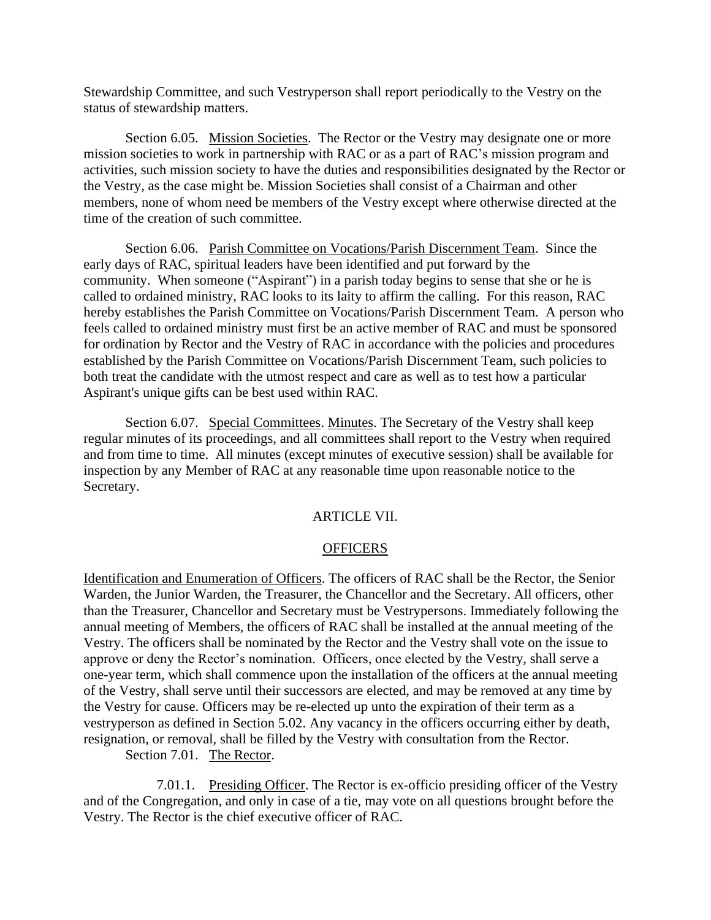Stewardship Committee, and such Vestryperson shall report periodically to the Vestry on the status of stewardship matters.

Section 6.05. Mission Societies. The Rector or the Vestry may designate one or more mission societies to work in partnership with RAC or as a part of RAC's mission program and activities, such mission society to have the duties and responsibilities designated by the Rector or the Vestry, as the case might be. Mission Societies shall consist of a Chairman and other members, none of whom need be members of the Vestry except where otherwise directed at the time of the creation of such committee.

Section 6.06. Parish Committee on Vocations/Parish Discernment Team. Since the early days of RAC, spiritual leaders have been identified and put forward by the community. When someone ("Aspirant") in a parish today begins to sense that she or he is called to ordained ministry, RAC looks to its laity to affirm the calling. For this reason, RAC hereby establishes the Parish Committee on Vocations/Parish Discernment Team. A person who feels called to ordained ministry must first be an active member of RAC and must be sponsored for ordination by Rector and the Vestry of RAC in accordance with the policies and procedures established by the Parish Committee on Vocations/Parish Discernment Team, such policies to both treat the candidate with the utmost respect and care as well as to test how a particular Aspirant's unique gifts can be best used within RAC.

Section 6.07. Special Committees. Minutes. The Secretary of the Vestry shall keep regular minutes of its proceedings, and all committees shall report to the Vestry when required and from time to time. All minutes (except minutes of executive session) shall be available for inspection by any Member of RAC at any reasonable time upon reasonable notice to the Secretary.

## ARTICLE VII.

## OFFICERS

Identification and Enumeration of Officers. The officers of RAC shall be the Rector, the Senior Warden, the Junior Warden, the Treasurer, the Chancellor and the Secretary. All officers, other than the Treasurer, Chancellor and Secretary must be Vestrypersons. Immediately following the annual meeting of Members, the officers of RAC shall be installed at the annual meeting of the Vestry. The officers shall be nominated by the Rector and the Vestry shall vote on the issue to approve or deny the Rector's nomination. Officers, once elected by the Vestry, shall serve a one-year term, which shall commence upon the installation of the officers at the annual meeting of the Vestry, shall serve until their successors are elected, and may be removed at any time by the Vestry for cause. Officers may be re-elected up unto the expiration of their term as a vestryperson as defined in Section 5.02. Any vacancy in the officers occurring either by death, resignation, or removal, shall be filled by the Vestry with consultation from the Rector.

Section 7.01. The Rector.

7.01.1. Presiding Officer. The Rector is ex-officio presiding officer of the Vestry and of the Congregation, and only in case of a tie, may vote on all questions brought before the Vestry. The Rector is the chief executive officer of RAC.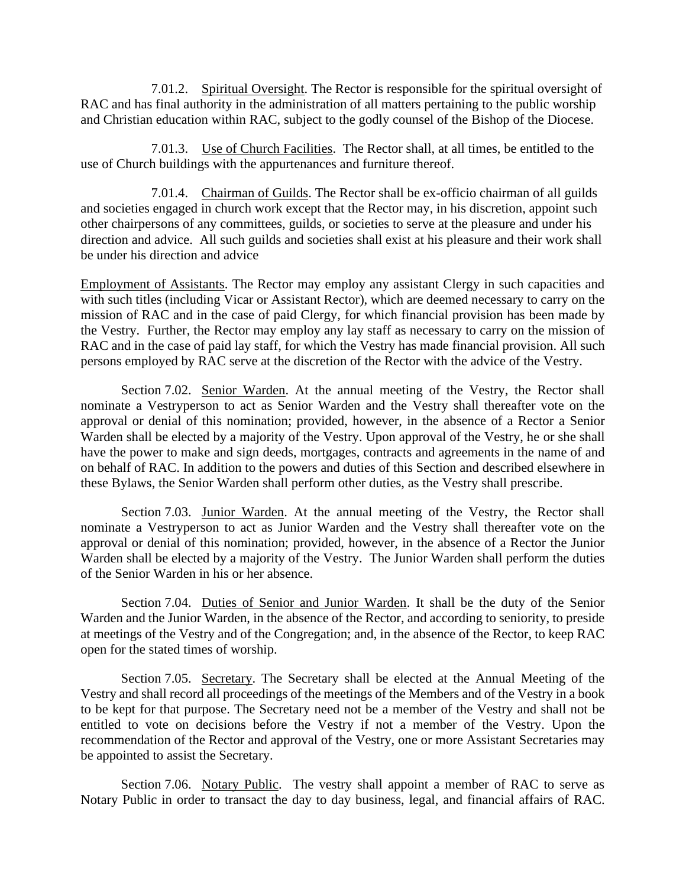7.01.2. Spiritual Oversight. The Rector is responsible for the spiritual oversight of RAC and has final authority in the administration of all matters pertaining to the public worship and Christian education within RAC, subject to the godly counsel of the Bishop of the Diocese.

7.01.3. Use of Church Facilities. The Rector shall, at all times, be entitled to the use of Church buildings with the appurtenances and furniture thereof.

7.01.4. Chairman of Guilds. The Rector shall be ex-officio chairman of all guilds and societies engaged in church work except that the Rector may, in his discretion, appoint such other chairpersons of any committees, guilds, or societies to serve at the pleasure and under his direction and advice. All such guilds and societies shall exist at his pleasure and their work shall be under his direction and advice

Employment of Assistants. The Rector may employ any assistant Clergy in such capacities and with such titles (including Vicar or Assistant Rector), which are deemed necessary to carry on the mission of RAC and in the case of paid Clergy, for which financial provision has been made by the Vestry. Further, the Rector may employ any lay staff as necessary to carry on the mission of RAC and in the case of paid lay staff, for which the Vestry has made financial provision. All such persons employed by RAC serve at the discretion of the Rector with the advice of the Vestry.

Section 7.02. Senior Warden. At the annual meeting of the Vestry, the Rector shall nominate a Vestryperson to act as Senior Warden and the Vestry shall thereafter vote on the approval or denial of this nomination; provided, however, in the absence of a Rector a Senior Warden shall be elected by a majority of the Vestry. Upon approval of the Vestry, he or she shall have the power to make and sign deeds, mortgages, contracts and agreements in the name of and on behalf of RAC. In addition to the powers and duties of this Section and described elsewhere in these Bylaws, the Senior Warden shall perform other duties, as the Vestry shall prescribe.

Section 7.03. Junior Warden. At the annual meeting of the Vestry, the Rector shall nominate a Vestryperson to act as Junior Warden and the Vestry shall thereafter vote on the approval or denial of this nomination; provided, however, in the absence of a Rector the Junior Warden shall be elected by a majority of the Vestry. The Junior Warden shall perform the duties of the Senior Warden in his or her absence.

Section 7.04. Duties of Senior and Junior Warden. It shall be the duty of the Senior Warden and the Junior Warden, in the absence of the Rector, and according to seniority, to preside at meetings of the Vestry and of the Congregation; and, in the absence of the Rector, to keep RAC open for the stated times of worship.

Section 7.05. Secretary. The Secretary shall be elected at the Annual Meeting of the Vestry and shall record all proceedings of the meetings of the Members and of the Vestry in a book to be kept for that purpose. The Secretary need not be a member of the Vestry and shall not be entitled to vote on decisions before the Vestry if not a member of the Vestry. Upon the recommendation of the Rector and approval of the Vestry, one or more Assistant Secretaries may be appointed to assist the Secretary.

Section 7.06. Notary Public. The vestry shall appoint a member of RAC to serve as Notary Public in order to transact the day to day business, legal, and financial affairs of RAC.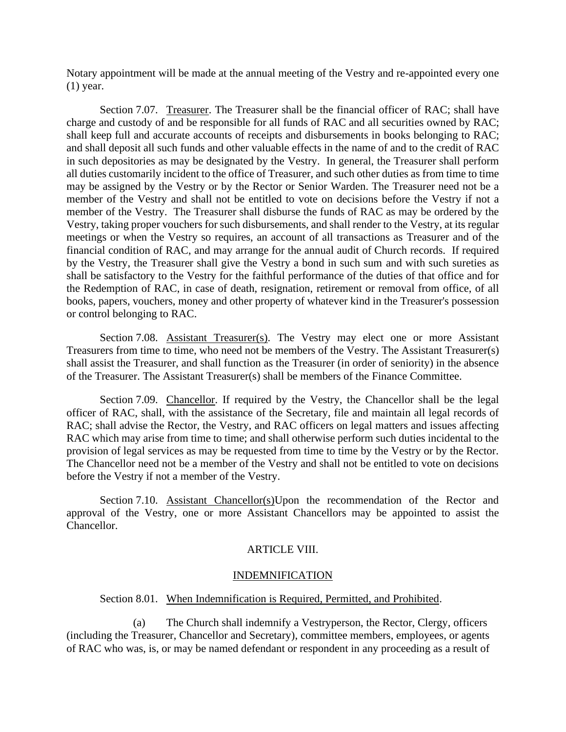Notary appointment will be made at the annual meeting of the Vestry and re-appointed every one (1) year.

Section 7.07. Treasurer. The Treasurer shall be the financial officer of RAC; shall have charge and custody of and be responsible for all funds of RAC and all securities owned by RAC; shall keep full and accurate accounts of receipts and disbursements in books belonging to RAC; and shall deposit all such funds and other valuable effects in the name of and to the credit of RAC in such depositories as may be designated by the Vestry. In general, the Treasurer shall perform all duties customarily incident to the office of Treasurer, and such other duties as from time to time may be assigned by the Vestry or by the Rector or Senior Warden. The Treasurer need not be a member of the Vestry and shall not be entitled to vote on decisions before the Vestry if not a member of the Vestry. The Treasurer shall disburse the funds of RAC as may be ordered by the Vestry, taking proper vouchers for such disbursements, and shall render to the Vestry, at its regular meetings or when the Vestry so requires, an account of all transactions as Treasurer and of the financial condition of RAC, and may arrange for the annual audit of Church records. If required by the Vestry, the Treasurer shall give the Vestry a bond in such sum and with such sureties as shall be satisfactory to the Vestry for the faithful performance of the duties of that office and for the Redemption of RAC, in case of death, resignation, retirement or removal from office, of all books, papers, vouchers, money and other property of whatever kind in the Treasurer's possession or control belonging to RAC.

Section 7.08. Assistant Treasurer(s). The Vestry may elect one or more Assistant Treasurers from time to time, who need not be members of the Vestry. The Assistant Treasurer(s) shall assist the Treasurer, and shall function as the Treasurer (in order of seniority) in the absence of the Treasurer. The Assistant Treasurer(s) shall be members of the Finance Committee.

Section 7.09. Chancellor. If required by the Vestry, the Chancellor shall be the legal officer of RAC, shall, with the assistance of the Secretary, file and maintain all legal records of RAC; shall advise the Rector, the Vestry, and RAC officers on legal matters and issues affecting RAC which may arise from time to time; and shall otherwise perform such duties incidental to the provision of legal services as may be requested from time to time by the Vestry or by the Rector. The Chancellor need not be a member of the Vestry and shall not be entitled to vote on decisions before the Vestry if not a member of the Vestry.

Section 7.10. Assistant Chancellor(s)Upon the recommendation of the Rector and approval of the Vestry, one or more Assistant Chancellors may be appointed to assist the Chancellor.

## ARTICLE VIII.

## INDEMNIFICATION

Section 8.01. When Indemnification is Required, Permitted, and Prohibited.

(a) The Church shall indemnify a Vestryperson, the Rector, Clergy, officers (including the Treasurer, Chancellor and Secretary), committee members, employees, or agents of RAC who was, is, or may be named defendant or respondent in any proceeding as a result of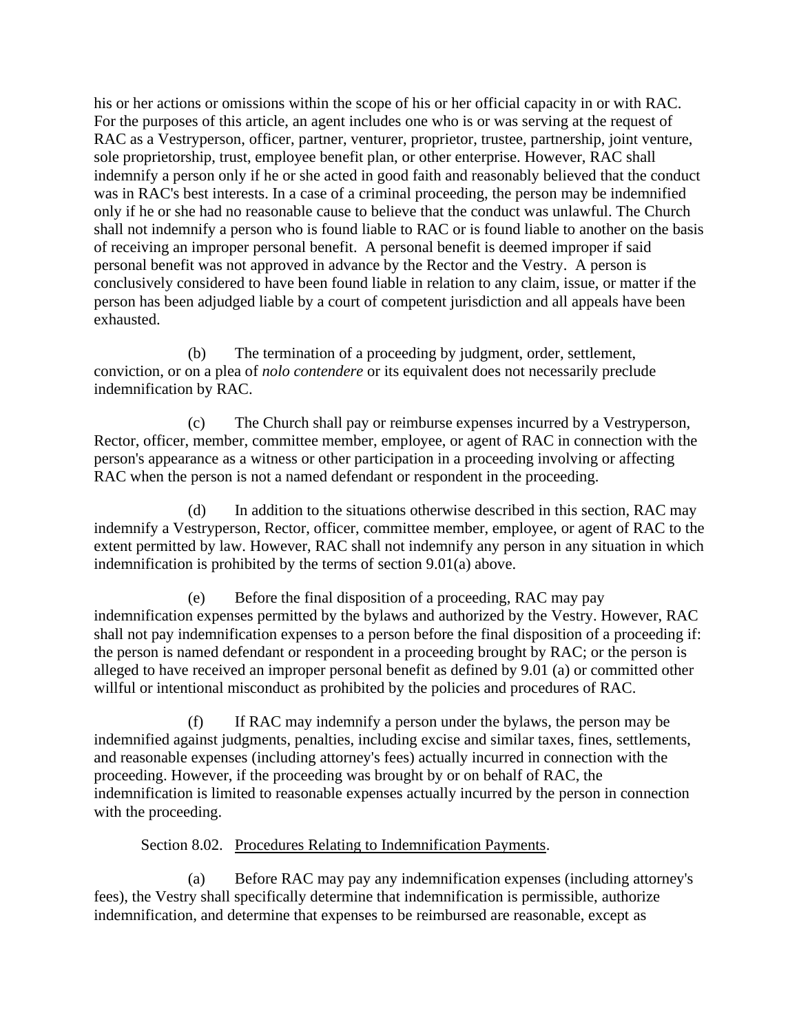his or her actions or omissions within the scope of his or her official capacity in or with RAC. For the purposes of this article, an agent includes one who is or was serving at the request of RAC as a Vestryperson, officer, partner, venturer, proprietor, trustee, partnership, joint venture, sole proprietorship, trust, employee benefit plan, or other enterprise. However, RAC shall indemnify a person only if he or she acted in good faith and reasonably believed that the conduct was in RAC's best interests. In a case of a criminal proceeding, the person may be indemnified only if he or she had no reasonable cause to believe that the conduct was unlawful. The Church shall not indemnify a person who is found liable to RAC or is found liable to another on the basis of receiving an improper personal benefit. A personal benefit is deemed improper if said personal benefit was not approved in advance by the Rector and the Vestry. A person is conclusively considered to have been found liable in relation to any claim, issue, or matter if the person has been adjudged liable by a court of competent jurisdiction and all appeals have been exhausted.

(b) The termination of a proceeding by judgment, order, settlement, conviction, or on a plea of *nolo contendere* or its equivalent does not necessarily preclude indemnification by RAC.

(c) The Church shall pay or reimburse expenses incurred by a Vestryperson, Rector, officer, member, committee member, employee, or agent of RAC in connection with the person's appearance as a witness or other participation in a proceeding involving or affecting RAC when the person is not a named defendant or respondent in the proceeding.

(d) In addition to the situations otherwise described in this section, RAC may indemnify a Vestryperson, Rector, officer, committee member, employee, or agent of RAC to the extent permitted by law. However, RAC shall not indemnify any person in any situation in which indemnification is prohibited by the terms of section 9.01(a) above.

(e) Before the final disposition of a proceeding, RAC may pay indemnification expenses permitted by the bylaws and authorized by the Vestry. However, RAC shall not pay indemnification expenses to a person before the final disposition of a proceeding if: the person is named defendant or respondent in a proceeding brought by RAC; or the person is alleged to have received an improper personal benefit as defined by 9.01 (a) or committed other willful or intentional misconduct as prohibited by the policies and procedures of RAC.

(f) If RAC may indemnify a person under the bylaws, the person may be indemnified against judgments, penalties, including excise and similar taxes, fines, settlements, and reasonable expenses (including attorney's fees) actually incurred in connection with the proceeding. However, if the proceeding was brought by or on behalf of RAC, the indemnification is limited to reasonable expenses actually incurred by the person in connection with the proceeding.

Section 8.02. Procedures Relating to Indemnification Payments.

(a) Before RAC may pay any indemnification expenses (including attorney's fees), the Vestry shall specifically determine that indemnification is permissible, authorize indemnification, and determine that expenses to be reimbursed are reasonable, except as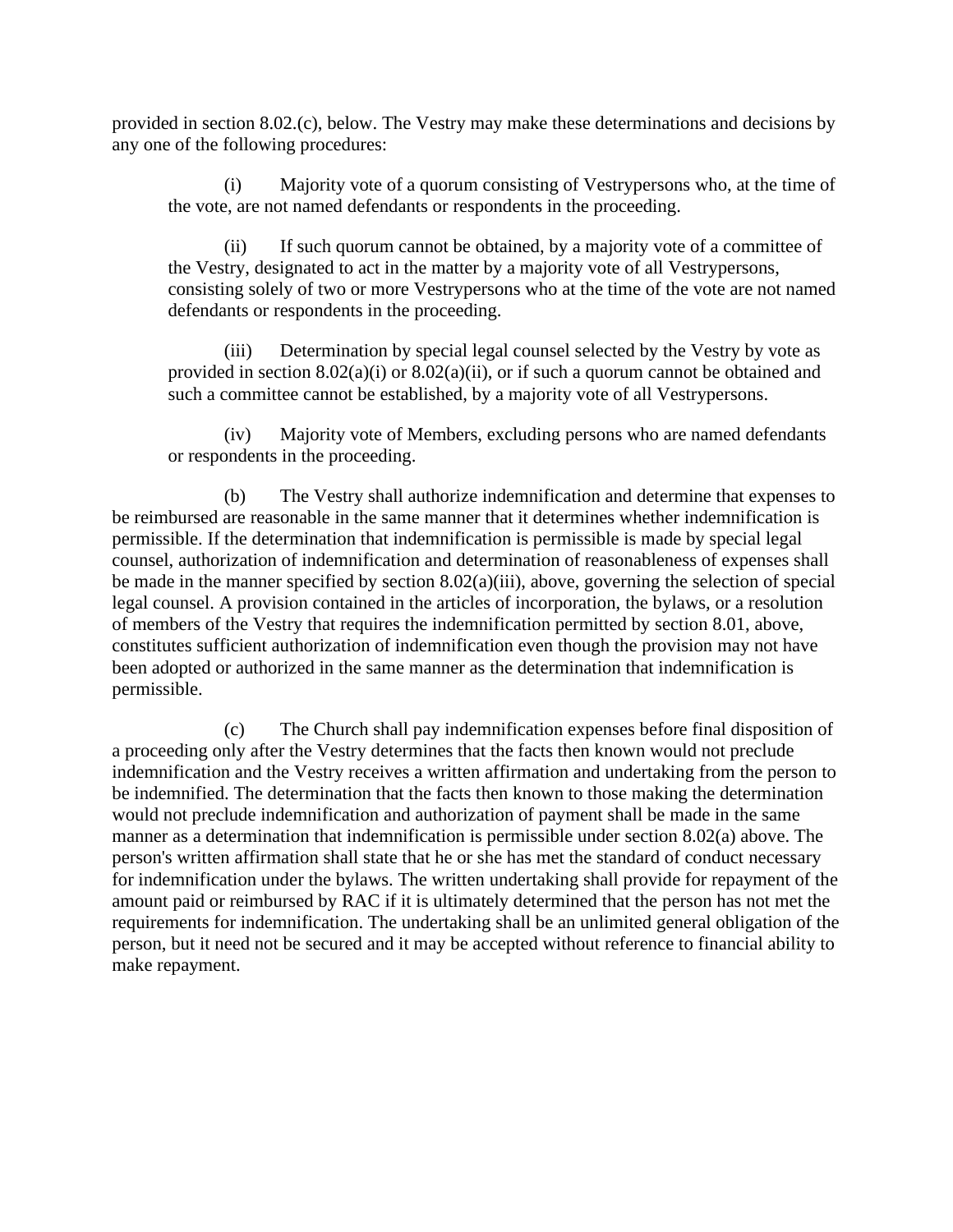provided in section 8.02.(c), below. The Vestry may make these determinations and decisions by any one of the following procedures:

(i) Majority vote of a quorum consisting of Vestrypersons who, at the time of the vote, are not named defendants or respondents in the proceeding.

(ii) If such quorum cannot be obtained, by a majority vote of a committee of the Vestry, designated to act in the matter by a majority vote of all Vestrypersons, consisting solely of two or more Vestrypersons who at the time of the vote are not named defendants or respondents in the proceeding.

(iii) Determination by special legal counsel selected by the Vestry by vote as provided in section 8.02(a)(i) or 8.02(a)(ii), or if such a quorum cannot be obtained and such a committee cannot be established, by a majority vote of all Vestrypersons.

(iv) Majority vote of Members, excluding persons who are named defendants or respondents in the proceeding.

(b) The Vestry shall authorize indemnification and determine that expenses to be reimbursed are reasonable in the same manner that it determines whether indemnification is permissible. If the determination that indemnification is permissible is made by special legal counsel, authorization of indemnification and determination of reasonableness of expenses shall be made in the manner specified by section 8.02(a)(iii), above, governing the selection of special legal counsel. A provision contained in the articles of incorporation, the bylaws, or a resolution of members of the Vestry that requires the indemnification permitted by section 8.01, above, constitutes sufficient authorization of indemnification even though the provision may not have been adopted or authorized in the same manner as the determination that indemnification is permissible.

(c) The Church shall pay indemnification expenses before final disposition of a proceeding only after the Vestry determines that the facts then known would not preclude indemnification and the Vestry receives a written affirmation and undertaking from the person to be indemnified. The determination that the facts then known to those making the determination would not preclude indemnification and authorization of payment shall be made in the same manner as a determination that indemnification is permissible under section 8.02(a) above. The person's written affirmation shall state that he or she has met the standard of conduct necessary for indemnification under the bylaws. The written undertaking shall provide for repayment of the amount paid or reimbursed by RAC if it is ultimately determined that the person has not met the requirements for indemnification. The undertaking shall be an unlimited general obligation of the person, but it need not be secured and it may be accepted without reference to financial ability to make repayment.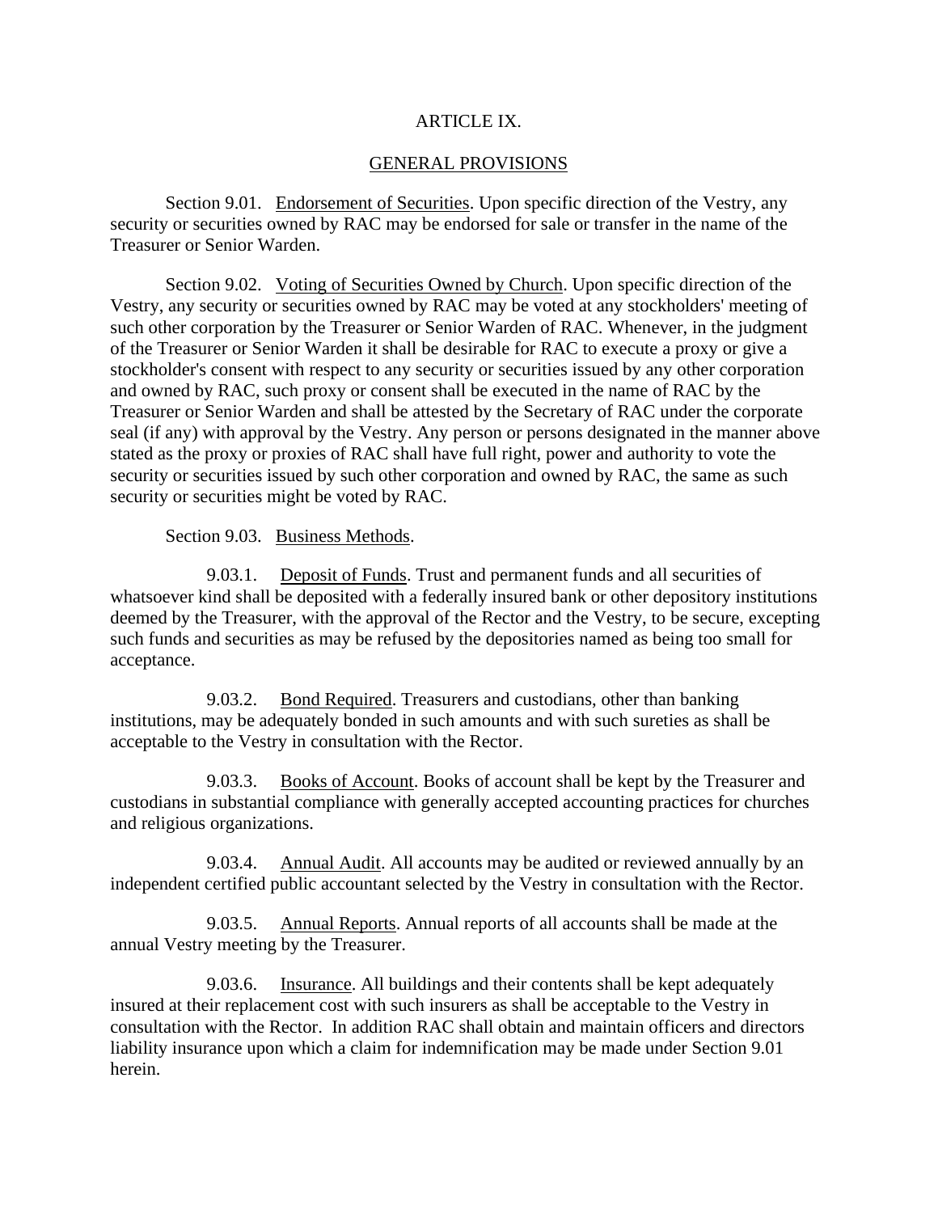# ARTICLE IX.

## GENERAL PROVISIONS

Section 9.01. Endorsement of Securities. Upon specific direction of the Vestry, any security or securities owned by RAC may be endorsed for sale or transfer in the name of the Treasurer or Senior Warden.

Section 9.02. Voting of Securities Owned by Church. Upon specific direction of the Vestry, any security or securities owned by RAC may be voted at any stockholders' meeting of such other corporation by the Treasurer or Senior Warden of RAC. Whenever, in the judgment of the Treasurer or Senior Warden it shall be desirable for RAC to execute a proxy or give a stockholder's consent with respect to any security or securities issued by any other corporation and owned by RAC, such proxy or consent shall be executed in the name of RAC by the Treasurer or Senior Warden and shall be attested by the Secretary of RAC under the corporate seal (if any) with approval by the Vestry. Any person or persons designated in the manner above stated as the proxy or proxies of RAC shall have full right, power and authority to vote the security or securities issued by such other corporation and owned by RAC, the same as such security or securities might be voted by RAC.

Section 9.03. Business Methods.

9.03.1. Deposit of Funds. Trust and permanent funds and all securities of whatsoever kind shall be deposited with a federally insured bank or other depository institutions deemed by the Treasurer, with the approval of the Rector and the Vestry, to be secure, excepting such funds and securities as may be refused by the depositories named as being too small for acceptance.

9.03.2. Bond Required. Treasurers and custodians, other than banking institutions, may be adequately bonded in such amounts and with such sureties as shall be acceptable to the Vestry in consultation with the Rector.

9.03.3. Books of Account. Books of account shall be kept by the Treasurer and custodians in substantial compliance with generally accepted accounting practices for churches and religious organizations.

9.03.4. Annual Audit. All accounts may be audited or reviewed annually by an independent certified public accountant selected by the Vestry in consultation with the Rector.

9.03.5. Annual Reports. Annual reports of all accounts shall be made at the annual Vestry meeting by the Treasurer.

9.03.6. Insurance. All buildings and their contents shall be kept adequately insured at their replacement cost with such insurers as shall be acceptable to the Vestry in consultation with the Rector. In addition RAC shall obtain and maintain officers and directors liability insurance upon which a claim for indemnification may be made under Section 9.01 herein.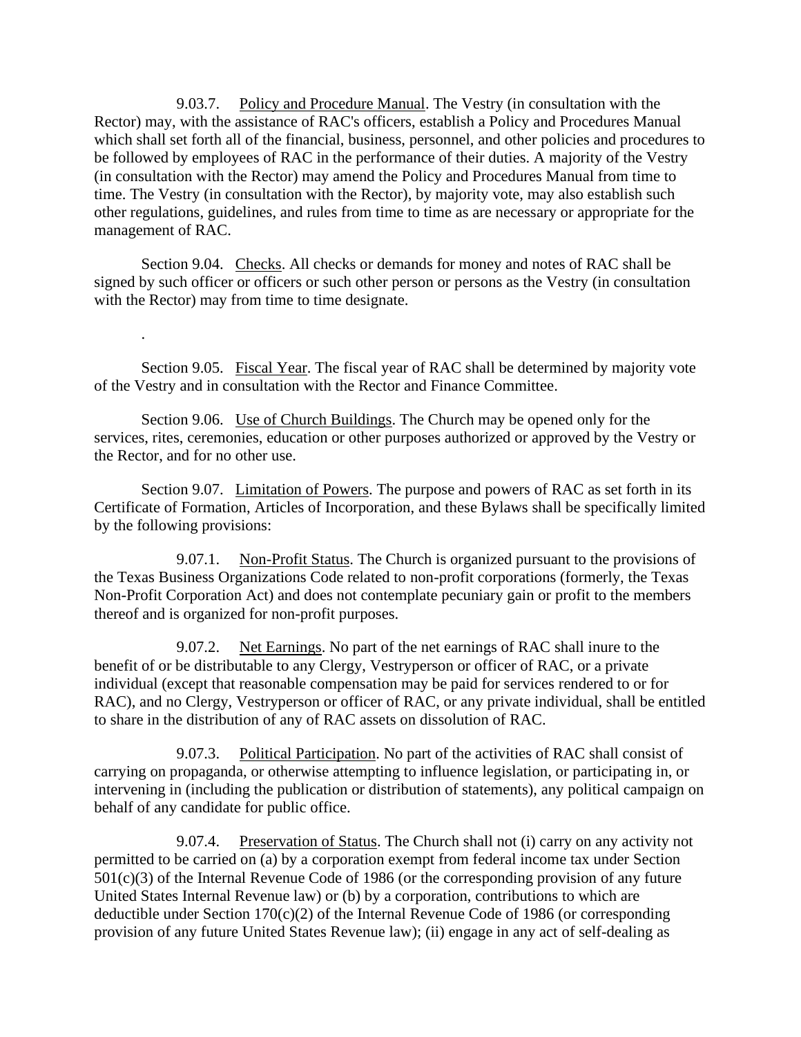9.03.7. Policy and Procedure Manual. The Vestry (in consultation with the Rector) may, with the assistance of RAC's officers, establish a Policy and Procedures Manual which shall set forth all of the financial, business, personnel, and other policies and procedures to be followed by employees of RAC in the performance of their duties. A majority of the Vestry (in consultation with the Rector) may amend the Policy and Procedures Manual from time to time. The Vestry (in consultation with the Rector), by majority vote, may also establish such other regulations, guidelines, and rules from time to time as are necessary or appropriate for the management of RAC.

Section 9.04. Checks. All checks or demands for money and notes of RAC shall be signed by such officer or officers or such other person or persons as the Vestry (in consultation with the Rector) may from time to time designate.

.

Section 9.05. Fiscal Year. The fiscal year of RAC shall be determined by majority vote of the Vestry and in consultation with the Rector and Finance Committee.

Section 9.06. Use of Church Buildings. The Church may be opened only for the services, rites, ceremonies, education or other purposes authorized or approved by the Vestry or the Rector, and for no other use.

Section 9.07. Limitation of Powers. The purpose and powers of RAC as set forth in its Certificate of Formation, Articles of Incorporation, and these Bylaws shall be specifically limited by the following provisions:

9.07.1. Non-Profit Status. The Church is organized pursuant to the provisions of the Texas Business Organizations Code related to non-profit corporations (formerly, the Texas Non-Profit Corporation Act) and does not contemplate pecuniary gain or profit to the members thereof and is organized for non-profit purposes.

9.07.2. Net Earnings. No part of the net earnings of RAC shall inure to the benefit of or be distributable to any Clergy, Vestryperson or officer of RAC, or a private individual (except that reasonable compensation may be paid for services rendered to or for RAC), and no Clergy, Vestryperson or officer of RAC, or any private individual, shall be entitled to share in the distribution of any of RAC assets on dissolution of RAC.

9.07.3. Political Participation. No part of the activities of RAC shall consist of carrying on propaganda, or otherwise attempting to influence legislation, or participating in, or intervening in (including the publication or distribution of statements), any political campaign on behalf of any candidate for public office.

9.07.4. Preservation of Status. The Church shall not (i) carry on any activity not permitted to be carried on (a) by a corporation exempt from federal income tax under Section 501(c)(3) of the Internal Revenue Code of 1986 (or the corresponding provision of any future United States Internal Revenue law) or (b) by a corporation, contributions to which are deductible under Section 170(c)(2) of the Internal Revenue Code of 1986 (or corresponding provision of any future United States Revenue law); (ii) engage in any act of self-dealing as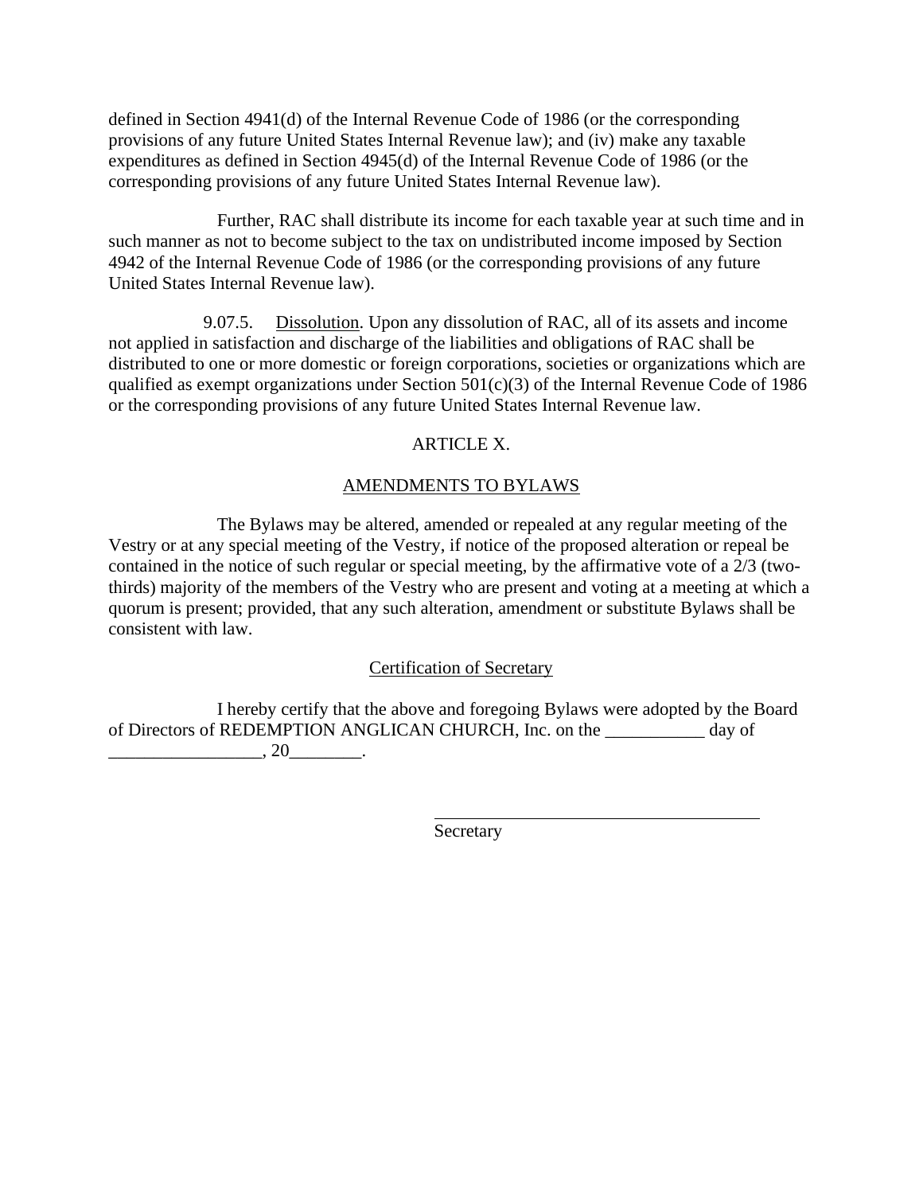defined in Section 4941(d) of the Internal Revenue Code of 1986 (or the corresponding provisions of any future United States Internal Revenue law); and (iv) make any taxable expenditures as defined in Section 4945(d) of the Internal Revenue Code of 1986 (or the corresponding provisions of any future United States Internal Revenue law).

Further, RAC shall distribute its income for each taxable year at such time and in such manner as not to become subject to the tax on undistributed income imposed by Section 4942 of the Internal Revenue Code of 1986 (or the corresponding provisions of any future United States Internal Revenue law).

9.07.5. Dissolution. Upon any dissolution of RAC, all of its assets and income not applied in satisfaction and discharge of the liabilities and obligations of RAC shall be distributed to one or more domestic or foreign corporations, societies or organizations which are qualified as exempt organizations under Section 501(c)(3) of the Internal Revenue Code of 1986 or the corresponding provisions of any future United States Internal Revenue law.

## ARTICLE X.

## AMENDMENTS TO BYLAWS

The Bylaws may be altered, amended or repealed at any regular meeting of the Vestry or at any special meeting of the Vestry, if notice of the proposed alteration or repeal be contained in the notice of such regular or special meeting, by the affirmative vote of a 2/3 (two-thirds) majority of the members of the Vestry who are present and voting at a meeting at which a quorum is present; provided, that any such alteration, amendment or substitute Bylaws shall be consistent with law.

### Certification of Secretary

I hereby certify that the above and foregoing Bylaws were adopted by the Board of Directors of REDEMPTION ANGLICAN CHURCH, Inc. on the ___________ day of _________________, 20________.

______________________________________
Secretary